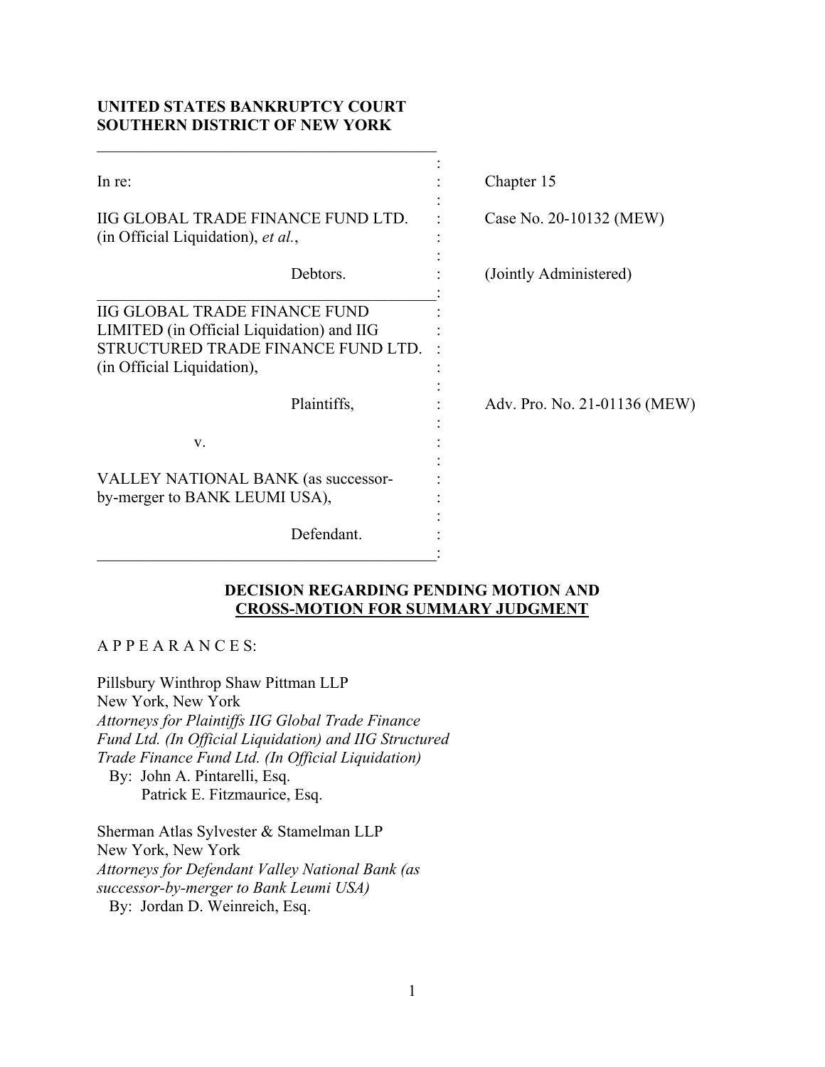**UNITED STATES BANKRUPTCY COURT**
**SOUTHERN DISTRICT OF NEW YORK**

| | |
|---|---|
| In re: | Chapter 15 |
| IIG GLOBAL TRADE FINANCE FUND LTD. (in Official Liquidation), *et al.*, | Case No. 20-10132 (MEW) |
| Debtors. | (Jointly Administered) |
| IIG GLOBAL TRADE FINANCE FUND LIMITED (in Official Liquidation) and IIG STRUCTURED TRADE FINANCE FUND LTD. (in Official Liquidation), | |
| Plaintiffs, | Adv. Pro. No. 21-01136 (MEW) |
| v. | |
| VALLEY NATIONAL BANK (as successor-by-merger to BANK LEUMI USA), | |
| Defendant. | |

## DECISION REGARDING PENDING MOTION AND CROSS-MOTION FOR SUMMARY JUDGMENT

A P P E A R A N C E S:

Pillsbury Winthrop Shaw Pittman LLP
New York, New York
*Attorneys for Plaintiffs IIG Global Trade Finance Fund Ltd. (In Official Liquidation) and IIG Structured Trade Finance Fund Ltd. (In Official Liquidation)*
By: John A. Pintarelli, Esq.
Patrick E. Fitzmaurice, Esq.

Sherman Atlas Sylvester & Stamelman LLP
New York, New York
*Attorneys for Defendant Valley National Bank (as successor-by-merger to Bank Leumi USA)*
By: Jordan D. Weinreich, Esq.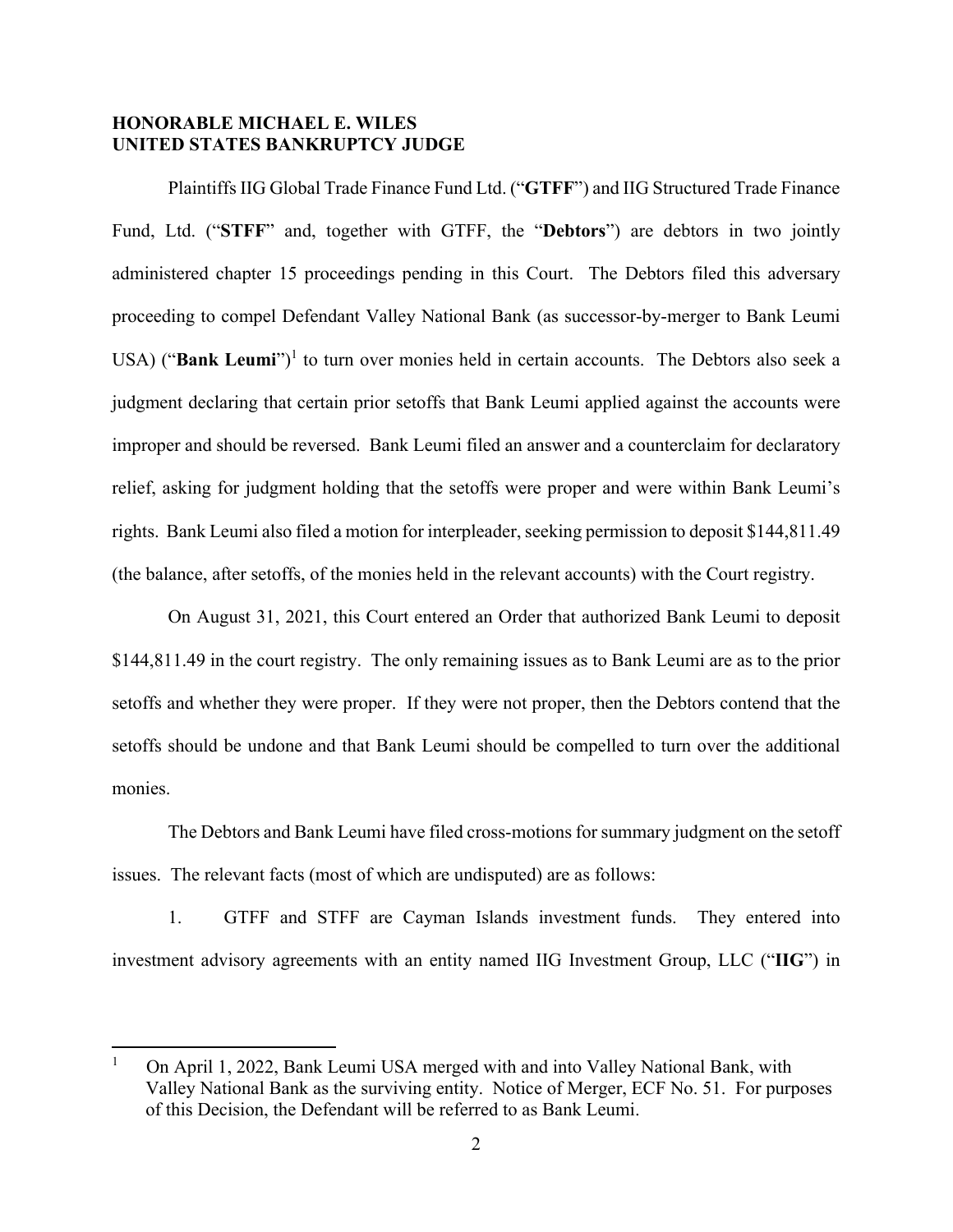**HONORABLE MICHAEL E. WILES**
**UNITED STATES BANKRUPTCY JUDGE**

Plaintiffs IIG Global Trade Finance Fund Ltd. ("**GTFF**") and IIG Structured Trade Finance Fund, Ltd. ("**STFF**" and, together with GTFF, the "**Debtors**") are debtors in two jointly administered chapter 15 proceedings pending in this Court. The Debtors filed this adversary proceeding to compel Defendant Valley National Bank (as successor-by-merger to Bank Leumi USA) ("**Bank Leumi**")[1] to turn over monies held in certain accounts. The Debtors also seek a judgment declaring that certain prior setoffs that Bank Leumi applied against the accounts were improper and should be reversed. Bank Leumi filed an answer and a counterclaim for declaratory relief, asking for judgment holding that the setoffs were proper and were within Bank Leumi's rights. Bank Leumi also filed a motion for interpleader, seeking permission to deposit $144,811.49 (the balance, after setoffs, of the monies held in the relevant accounts) with the Court registry.

On August 31, 2021, this Court entered an Order that authorized Bank Leumi to deposit $144,811.49 in the court registry. The only remaining issues as to Bank Leumi are as to the prior setoffs and whether they were proper. If they were not proper, then the Debtors contend that the setoffs should be undone and that Bank Leumi should be compelled to turn over the additional monies.

The Debtors and Bank Leumi have filed cross-motions for summary judgment on the setoff issues. The relevant facts (most of which are undisputed) are as follows:

1. GTFF and STFF are Cayman Islands investment funds. They entered into investment advisory agreements with an entity named IIG Investment Group, LLC ("**IIG**") in

[1] On April 1, 2022, Bank Leumi USA merged with and into Valley National Bank, with Valley National Bank as the surviving entity. Notice of Merger, ECF No. 51. For purposes of this Decision, the Defendant will be referred to as Bank Leumi.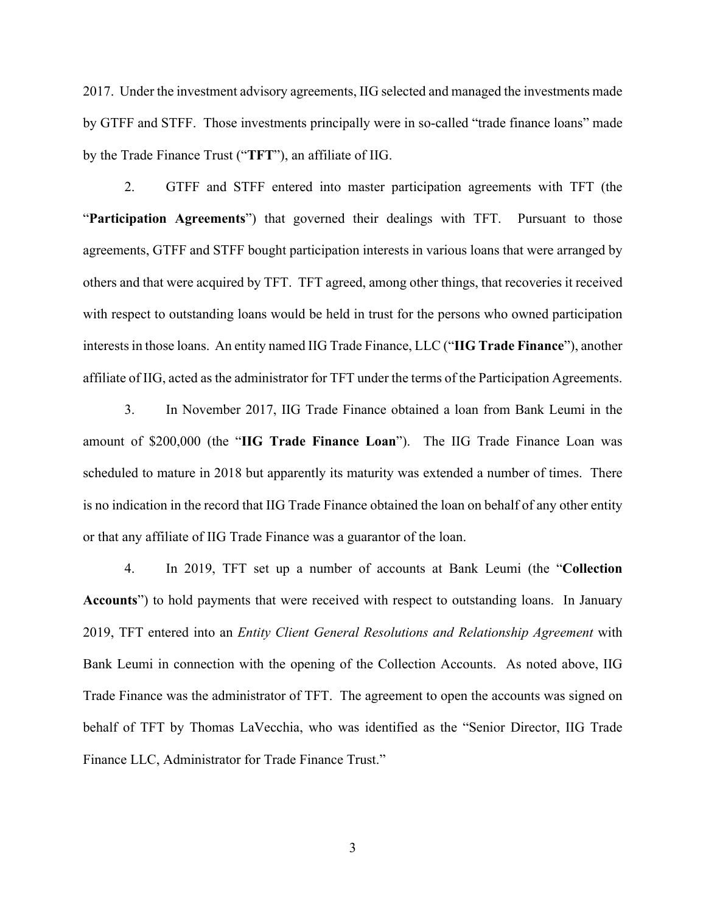2017. Under the investment advisory agreements, IIG selected and managed the investments made by GTFF and STFF. Those investments principally were in so-called "trade finance loans" made by the Trade Finance Trust ("**TFT**"), an affiliate of IIG.

2. GTFF and STFF entered into master participation agreements with TFT (the "**Participation Agreements**") that governed their dealings with TFT. Pursuant to those agreements, GTFF and STFF bought participation interests in various loans that were arranged by others and that were acquired by TFT. TFT agreed, among other things, that recoveries it received with respect to outstanding loans would be held in trust for the persons who owned participation interests in those loans. An entity named IIG Trade Finance, LLC ("**IIG Trade Finance**"), another affiliate of IIG, acted as the administrator for TFT under the terms of the Participation Agreements.

3. In November 2017, IIG Trade Finance obtained a loan from Bank Leumi in the amount of $200,000 (the "**IIG Trade Finance Loan**"). The IIG Trade Finance Loan was scheduled to mature in 2018 but apparently its maturity was extended a number of times. There is no indication in the record that IIG Trade Finance obtained the loan on behalf of any other entity or that any affiliate of IIG Trade Finance was a guarantor of the loan.

4. In 2019, TFT set up a number of accounts at Bank Leumi (the "**Collection Accounts**") to hold payments that were received with respect to outstanding loans. In January 2019, TFT entered into an *Entity Client General Resolutions and Relationship Agreement* with Bank Leumi in connection with the opening of the Collection Accounts. As noted above, IIG Trade Finance was the administrator of TFT. The agreement to open the accounts was signed on behalf of TFT by Thomas LaVecchia, who was identified as the "Senior Director, IIG Trade Finance LLC, Administrator for Trade Finance Trust."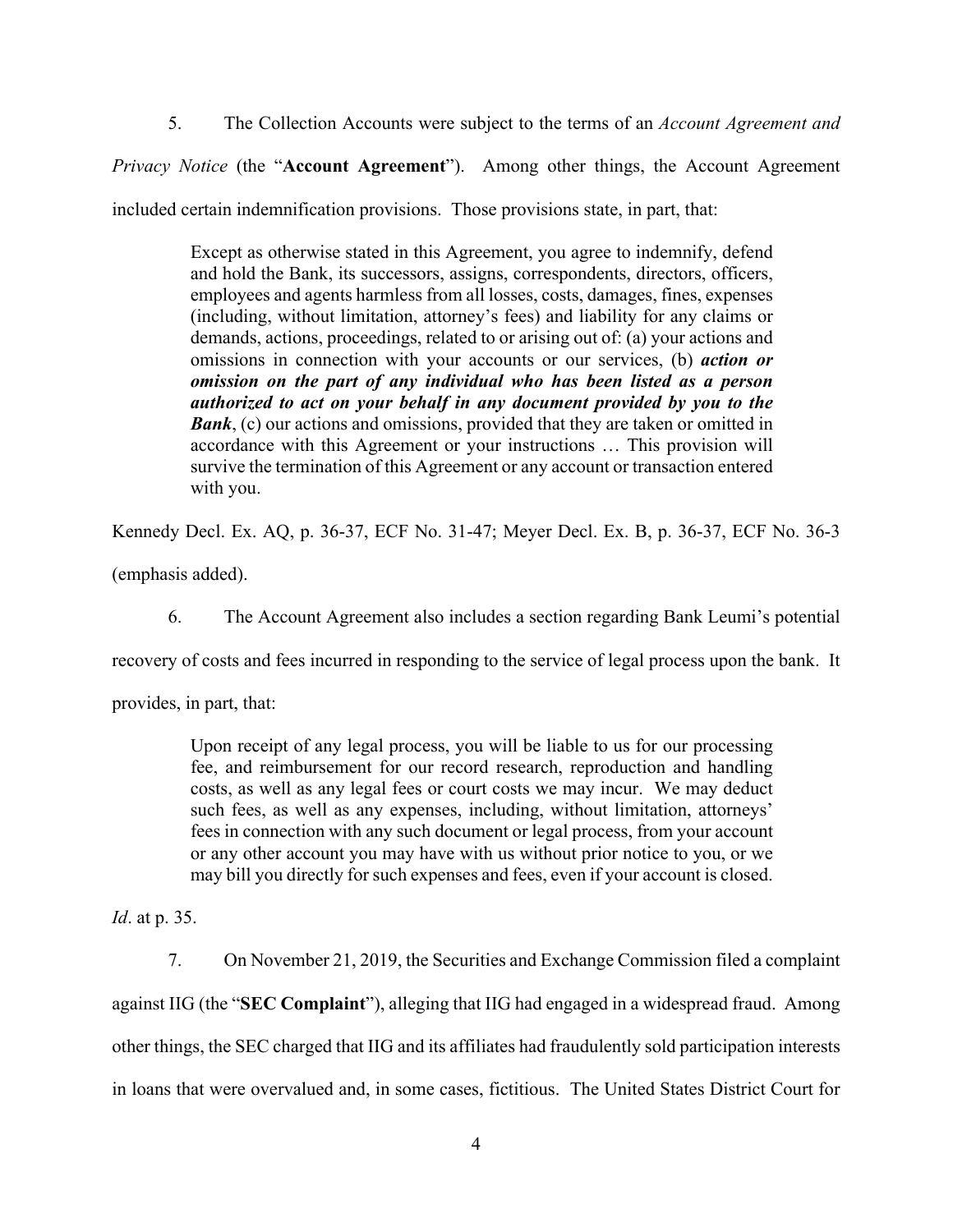5. The Collection Accounts were subject to the terms of an *Account Agreement and Privacy Notice* (the "**Account Agreement**"). Among other things, the Account Agreement included certain indemnification provisions. Those provisions state, in part, that:

> Except as otherwise stated in this Agreement, you agree to indemnify, defend and hold the Bank, its successors, assigns, correspondents, directors, officers, employees and agents harmless from all losses, costs, damages, fines, expenses (including, without limitation, attorney's fees) and liability for any claims or demands, actions, proceedings, related to or arising out of: (a) your actions and omissions in connection with your accounts or our services, (b) ***action or omission on the part of any individual who has been listed as a person authorized to act on your behalf in any document provided by you to the Bank***, (c) our actions and omissions, provided that they are taken or omitted in accordance with this Agreement or your instructions … This provision will survive the termination of this Agreement or any account or transaction entered with you.

Kennedy Decl. Ex. AQ, p. 36-37, ECF No. 31-47; Meyer Decl. Ex. B, p. 36-37, ECF No. 36-3 (emphasis added).

6. The Account Agreement also includes a section regarding Bank Leumi's potential recovery of costs and fees incurred in responding to the service of legal process upon the bank. It provides, in part, that:

> Upon receipt of any legal process, you will be liable to us for our processing fee, and reimbursement for our record research, reproduction and handling costs, as well as any legal fees or court costs we may incur. We may deduct such fees, as well as any expenses, including, without limitation, attorneys' fees in connection with any such document or legal process, from your account or any other account you may have with us without prior notice to you, or we may bill you directly for such expenses and fees, even if your account is closed.

*Id*. at p. 35.

7. On November 21, 2019, the Securities and Exchange Commission filed a complaint against IIG (the "**SEC Complaint**"), alleging that IIG had engaged in a widespread fraud. Among other things, the SEC charged that IIG and its affiliates had fraudulently sold participation interests in loans that were overvalued and, in some cases, fictitious. The United States District Court for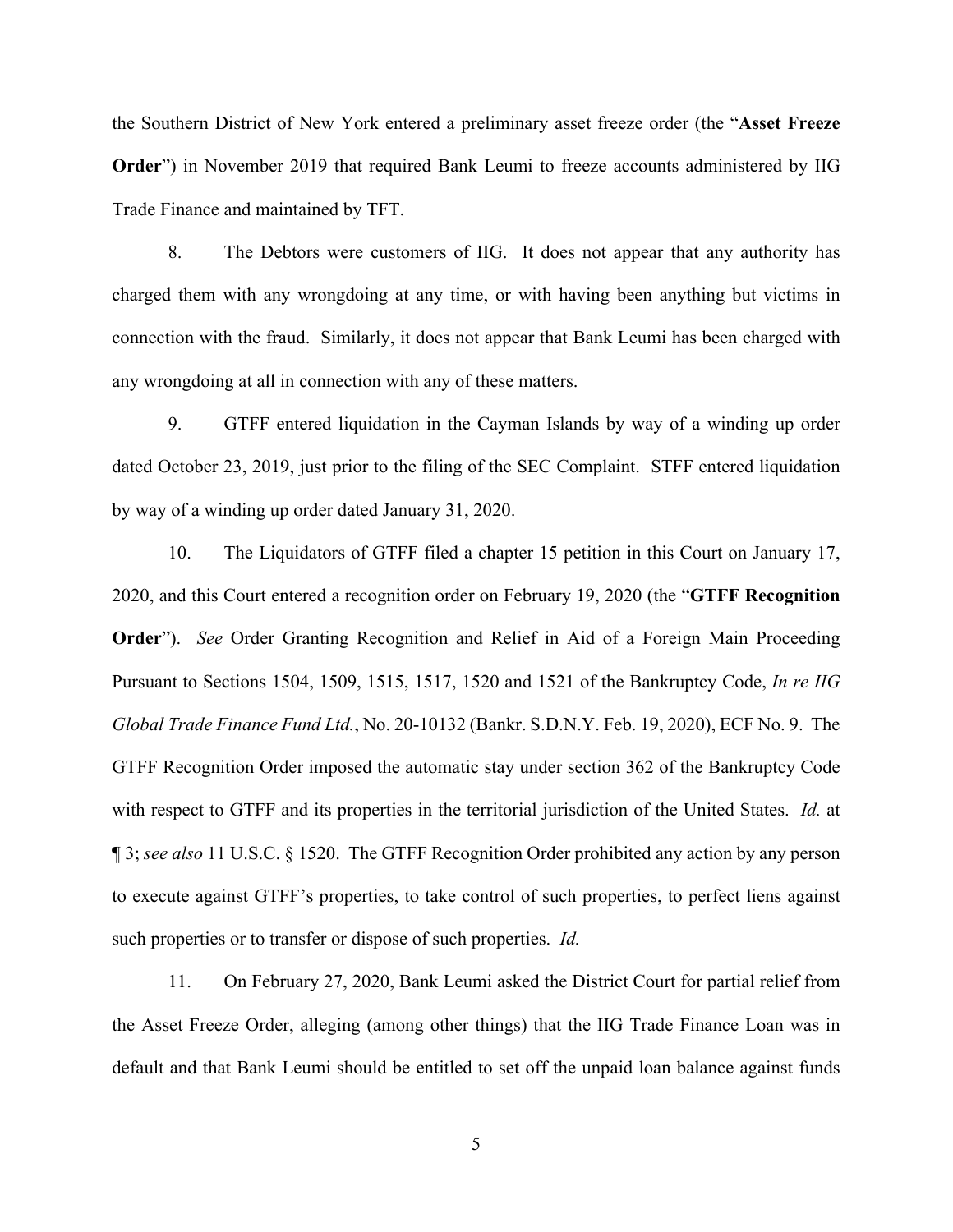the Southern District of New York entered a preliminary asset freeze order (the "**Asset Freeze Order**") in November 2019 that required Bank Leumi to freeze accounts administered by IIG Trade Finance and maintained by TFT.

8. The Debtors were customers of IIG. It does not appear that any authority has charged them with any wrongdoing at any time, or with having been anything but victims in connection with the fraud. Similarly, it does not appear that Bank Leumi has been charged with any wrongdoing at all in connection with any of these matters.

9. GTFF entered liquidation in the Cayman Islands by way of a winding up order dated October 23, 2019, just prior to the filing of the SEC Complaint. STFF entered liquidation by way of a winding up order dated January 31, 2020.

10. The Liquidators of GTFF filed a chapter 15 petition in this Court on January 17, 2020, and this Court entered a recognition order on February 19, 2020 (the "**GTFF Recognition Order**"). *See* Order Granting Recognition and Relief in Aid of a Foreign Main Proceeding Pursuant to Sections 1504, 1509, 1515, 1517, 1520 and 1521 of the Bankruptcy Code, *In re IIG Global Trade Finance Fund Ltd.*, No. 20-10132 (Bankr. S.D.N.Y. Feb. 19, 2020), ECF No. 9. The GTFF Recognition Order imposed the automatic stay under section 362 of the Bankruptcy Code with respect to GTFF and its properties in the territorial jurisdiction of the United States. *Id.* at ¶ 3; *see also* 11 U.S.C. § 1520. The GTFF Recognition Order prohibited any action by any person to execute against GTFF's properties, to take control of such properties, to perfect liens against such properties or to transfer or dispose of such properties. *Id.*

11. On February 27, 2020, Bank Leumi asked the District Court for partial relief from the Asset Freeze Order, alleging (among other things) that the IIG Trade Finance Loan was in default and that Bank Leumi should be entitled to set off the unpaid loan balance against funds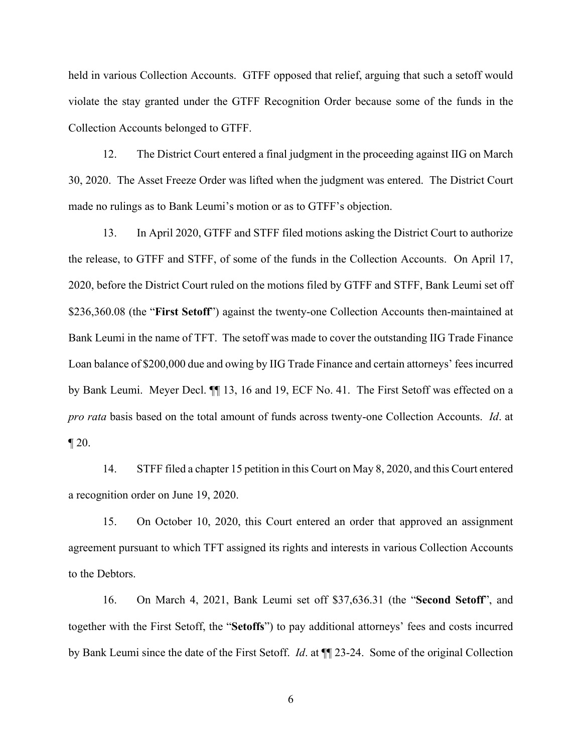held in various Collection Accounts. GTFF opposed that relief, arguing that such a setoff would violate the stay granted under the GTFF Recognition Order because some of the funds in the Collection Accounts belonged to GTFF.

12. The District Court entered a final judgment in the proceeding against IIG on March 30, 2020. The Asset Freeze Order was lifted when the judgment was entered. The District Court made no rulings as to Bank Leumi's motion or as to GTFF's objection.

13. In April 2020, GTFF and STFF filed motions asking the District Court to authorize the release, to GTFF and STFF, of some of the funds in the Collection Accounts. On April 17, 2020, before the District Court ruled on the motions filed by GTFF and STFF, Bank Leumi set off $236,360.08 (the "**First Setoff**") against the twenty-one Collection Accounts then-maintained at Bank Leumi in the name of TFT. The setoff was made to cover the outstanding IIG Trade Finance Loan balance of $200,000 due and owing by IIG Trade Finance and certain attorneys' fees incurred by Bank Leumi. Meyer Decl. ¶¶ 13, 16 and 19, ECF No. 41. The First Setoff was effected on a *pro rata* basis based on the total amount of funds across twenty-one Collection Accounts. *Id*. at ¶ 20.

14. STFF filed a chapter 15 petition in this Court on May 8, 2020, and this Court entered a recognition order on June 19, 2020.

15. On October 10, 2020, this Court entered an order that approved an assignment agreement pursuant to which TFT assigned its rights and interests in various Collection Accounts to the Debtors.

16. On March 4, 2021, Bank Leumi set off $37,636.31 (the "**Second Setoff**", and together with the First Setoff, the "**Setoffs**") to pay additional attorneys' fees and costs incurred by Bank Leumi since the date of the First Setoff. *Id*. at ¶¶ 23-24. Some of the original Collection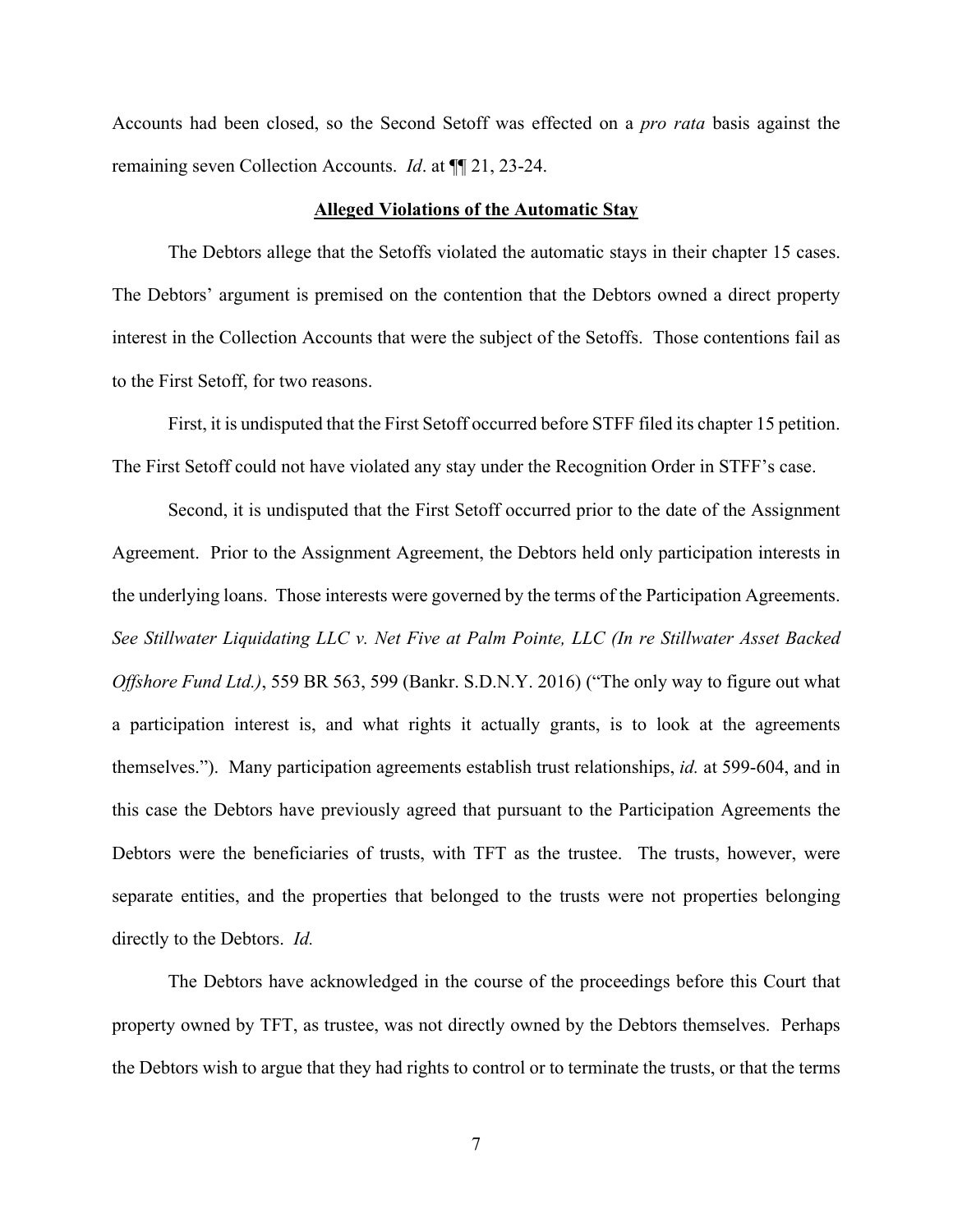Accounts had been closed, so the Second Setoff was effected on a *pro rata* basis against the remaining seven Collection Accounts. *Id*. at ¶¶ 21, 23-24.

**Alleged Violations of the Automatic Stay**

The Debtors allege that the Setoffs violated the automatic stays in their chapter 15 cases. The Debtors' argument is premised on the contention that the Debtors owned a direct property interest in the Collection Accounts that were the subject of the Setoffs. Those contentions fail as to the First Setoff, for two reasons.

First, it is undisputed that the First Setoff occurred before STFF filed its chapter 15 petition. The First Setoff could not have violated any stay under the Recognition Order in STFF's case.

Second, it is undisputed that the First Setoff occurred prior to the date of the Assignment Agreement. Prior to the Assignment Agreement, the Debtors held only participation interests in the underlying loans. Those interests were governed by the terms of the Participation Agreements. *See Stillwater Liquidating LLC v. Net Five at Palm Pointe, LLC (In re Stillwater Asset Backed Offshore Fund Ltd.)*, 559 BR 563, 599 (Bankr. S.D.N.Y. 2016) ("The only way to figure out what a participation interest is, and what rights it actually grants, is to look at the agreements themselves."). Many participation agreements establish trust relationships, *id.* at 599-604, and in this case the Debtors have previously agreed that pursuant to the Participation Agreements the Debtors were the beneficiaries of trusts, with TFT as the trustee. The trusts, however, were separate entities, and the properties that belonged to the trusts were not properties belonging directly to the Debtors. *Id.*

The Debtors have acknowledged in the course of the proceedings before this Court that property owned by TFT, as trustee, was not directly owned by the Debtors themselves. Perhaps the Debtors wish to argue that they had rights to control or to terminate the trusts, or that the terms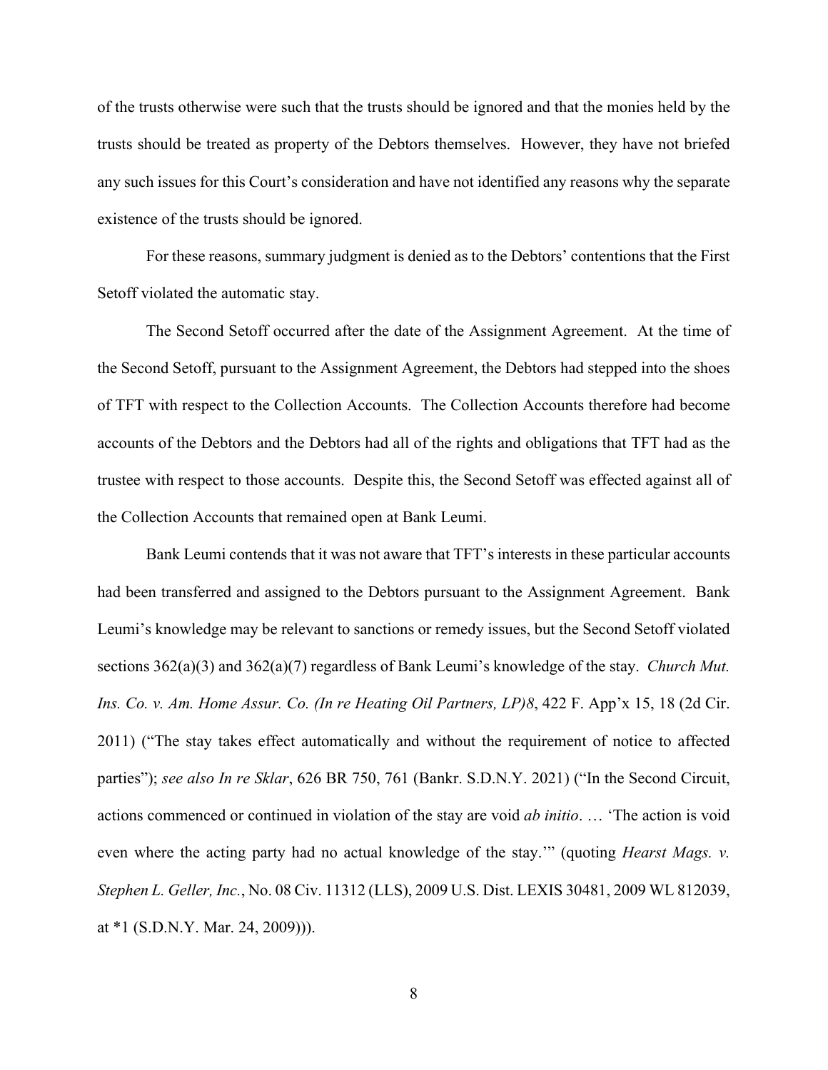of the trusts otherwise were such that the trusts should be ignored and that the monies held by the trusts should be treated as property of the Debtors themselves. However, they have not briefed any such issues for this Court's consideration and have not identified any reasons why the separate existence of the trusts should be ignored.

For these reasons, summary judgment is denied as to the Debtors' contentions that the First Setoff violated the automatic stay.

The Second Setoff occurred after the date of the Assignment Agreement. At the time of the Second Setoff, pursuant to the Assignment Agreement, the Debtors had stepped into the shoes of TFT with respect to the Collection Accounts. The Collection Accounts therefore had become accounts of the Debtors and the Debtors had all of the rights and obligations that TFT had as the trustee with respect to those accounts. Despite this, the Second Setoff was effected against all of the Collection Accounts that remained open at Bank Leumi.

Bank Leumi contends that it was not aware that TFT's interests in these particular accounts had been transferred and assigned to the Debtors pursuant to the Assignment Agreement. Bank Leumi's knowledge may be relevant to sanctions or remedy issues, but the Second Setoff violated sections 362(a)(3) and 362(a)(7) regardless of Bank Leumi's knowledge of the stay. *Church Mut. Ins. Co. v. Am. Home Assur. Co. (In re Heating Oil Partners, LP)8*, 422 F. App'x 15, 18 (2d Cir. 2011) ("The stay takes effect automatically and without the requirement of notice to affected parties"); *see also In re Sklar*, 626 BR 750, 761 (Bankr. S.D.N.Y. 2021) ("In the Second Circuit, actions commenced or continued in violation of the stay are void *ab initio*. … 'The action is void even where the acting party had no actual knowledge of the stay.'" (quoting *Hearst Mags. v. Stephen L. Geller, Inc.*, No. 08 Civ. 11312 (LLS), 2009 U.S. Dist. LEXIS 30481, 2009 WL 812039, at *1 (S.D.N.Y. Mar. 24, 2009))).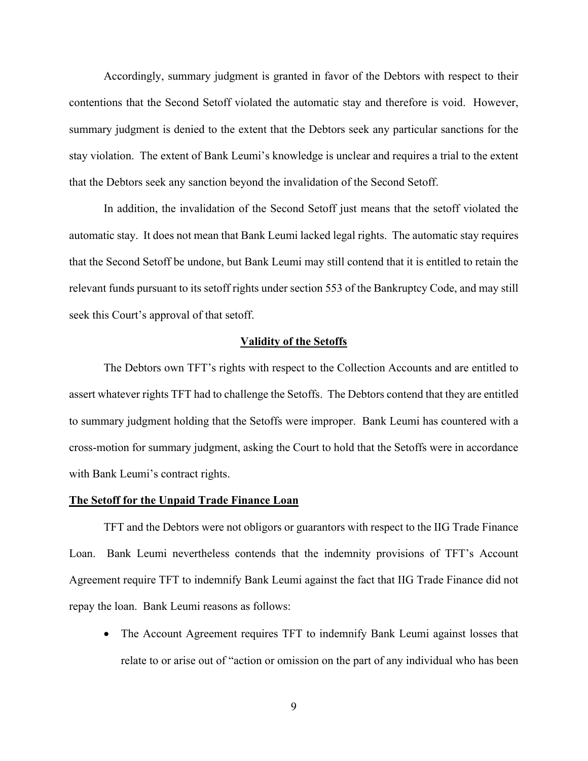Accordingly, summary judgment is granted in favor of the Debtors with respect to their contentions that the Second Setoff violated the automatic stay and therefore is void. However, summary judgment is denied to the extent that the Debtors seek any particular sanctions for the stay violation. The extent of Bank Leumi's knowledge is unclear and requires a trial to the extent that the Debtors seek any sanction beyond the invalidation of the Second Setoff.

In addition, the invalidation of the Second Setoff just means that the setoff violated the automatic stay. It does not mean that Bank Leumi lacked legal rights. The automatic stay requires that the Second Setoff be undone, but Bank Leumi may still contend that it is entitled to retain the relevant funds pursuant to its setoff rights under section 553 of the Bankruptcy Code, and may still seek this Court's approval of that setoff.

## Validity of the Setoffs

The Debtors own TFT's rights with respect to the Collection Accounts and are entitled to assert whatever rights TFT had to challenge the Setoffs. The Debtors contend that they are entitled to summary judgment holding that the Setoffs were improper. Bank Leumi has countered with a cross-motion for summary judgment, asking the Court to hold that the Setoffs were in accordance with Bank Leumi's contract rights.

### The Setoff for the Unpaid Trade Finance Loan

TFT and the Debtors were not obligors or guarantors with respect to the IIG Trade Finance Loan. Bank Leumi nevertheless contends that the indemnity provisions of TFT's Account Agreement require TFT to indemnify Bank Leumi against the fact that IIG Trade Finance did not repay the loan. Bank Leumi reasons as follows:

- The Account Agreement requires TFT to indemnify Bank Leumi against losses that relate to or arise out of "action or omission on the part of any individual who has been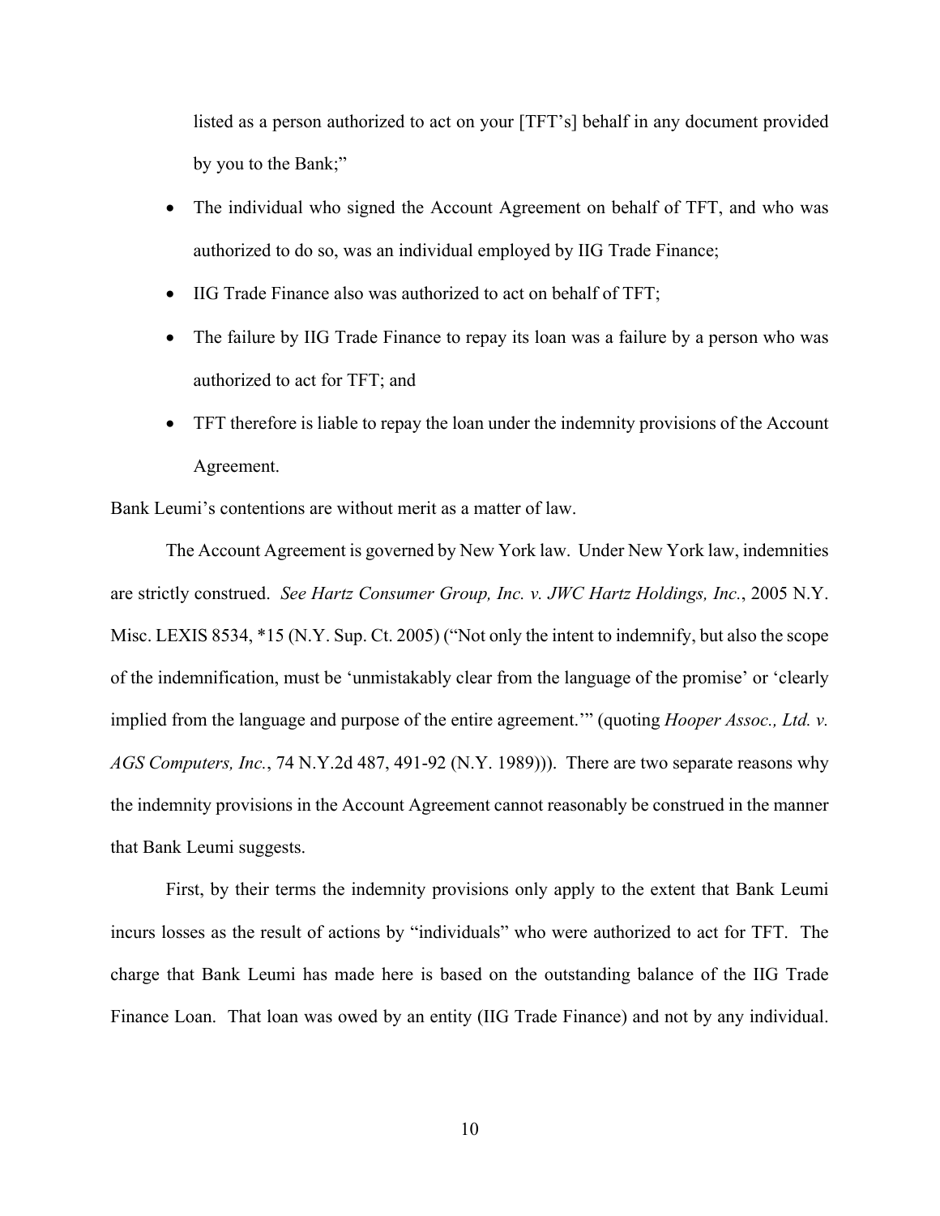listed as a person authorized to act on your [TFT's] behalf in any document provided by you to the Bank;"

- The individual who signed the Account Agreement on behalf of TFT, and who was authorized to do so, was an individual employed by IIG Trade Finance;
- IIG Trade Finance also was authorized to act on behalf of TFT;
- The failure by IIG Trade Finance to repay its loan was a failure by a person who was authorized to act for TFT; and
- TFT therefore is liable to repay the loan under the indemnity provisions of the Account Agreement.

Bank Leumi's contentions are without merit as a matter of law.

The Account Agreement is governed by New York law. Under New York law, indemnities are strictly construed. *See Hartz Consumer Group, Inc. v. JWC Hartz Holdings, Inc.*, 2005 N.Y. Misc. LEXIS 8534, *15 (N.Y. Sup. Ct. 2005) ("Not only the intent to indemnify, but also the scope of the indemnification, must be 'unmistakably clear from the language of the promise' or 'clearly implied from the language and purpose of the entire agreement.'" (quoting *Hooper Assoc., Ltd. v. AGS Computers, Inc.*, 74 N.Y.2d 487, 491-92 (N.Y. 1989))). There are two separate reasons why the indemnity provisions in the Account Agreement cannot reasonably be construed in the manner that Bank Leumi suggests.

First, by their terms the indemnity provisions only apply to the extent that Bank Leumi incurs losses as the result of actions by "individuals" who were authorized to act for TFT. The charge that Bank Leumi has made here is based on the outstanding balance of the IIG Trade Finance Loan. That loan was owed by an entity (IIG Trade Finance) and not by any individual.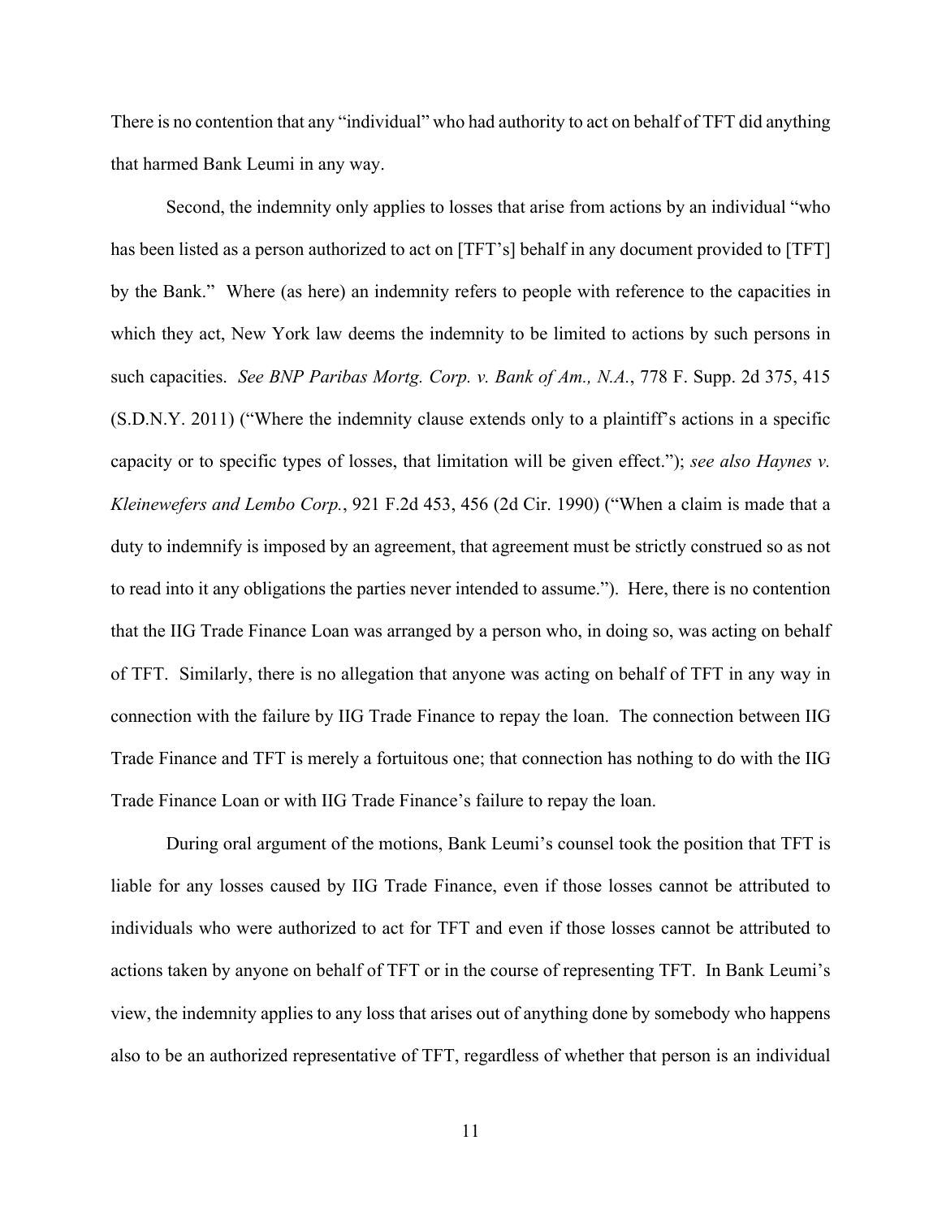There is no contention that any "individual" who had authority to act on behalf of TFT did anything that harmed Bank Leumi in any way.

Second, the indemnity only applies to losses that arise from actions by an individual "who has been listed as a person authorized to act on [TFT's] behalf in any document provided to [TFT] by the Bank." Where (as here) an indemnity refers to people with reference to the capacities in which they act, New York law deems the indemnity to be limited to actions by such persons in such capacities. *See BNP Paribas Mortg. Corp. v. Bank of Am., N.A.*, 778 F. Supp. 2d 375, 415 (S.D.N.Y. 2011) ("Where the indemnity clause extends only to a plaintiff's actions in a specific capacity or to specific types of losses, that limitation will be given effect."); *see also Haynes v. Kleinewefers and Lembo Corp.*, 921 F.2d 453, 456 (2d Cir. 1990) ("When a claim is made that a duty to indemnify is imposed by an agreement, that agreement must be strictly construed so as not to read into it any obligations the parties never intended to assume."). Here, there is no contention that the IIG Trade Finance Loan was arranged by a person who, in doing so, was acting on behalf of TFT. Similarly, there is no allegation that anyone was acting on behalf of TFT in any way in connection with the failure by IIG Trade Finance to repay the loan. The connection between IIG Trade Finance and TFT is merely a fortuitous one; that connection has nothing to do with the IIG Trade Finance Loan or with IIG Trade Finance's failure to repay the loan.

During oral argument of the motions, Bank Leumi's counsel took the position that TFT is liable for any losses caused by IIG Trade Finance, even if those losses cannot be attributed to individuals who were authorized to act for TFT and even if those losses cannot be attributed to actions taken by anyone on behalf of TFT or in the course of representing TFT. In Bank Leumi's view, the indemnity applies to any loss that arises out of anything done by somebody who happens also to be an authorized representative of TFT, regardless of whether that person is an individual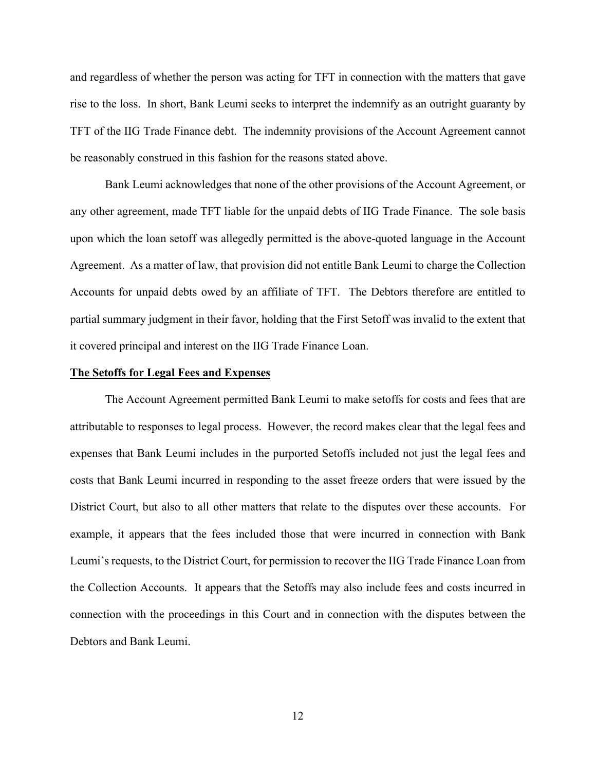and regardless of whether the person was acting for TFT in connection with the matters that gave rise to the loss. In short, Bank Leumi seeks to interpret the indemnify as an outright guaranty by TFT of the IIG Trade Finance debt. The indemnity provisions of the Account Agreement cannot be reasonably construed in this fashion for the reasons stated above.

Bank Leumi acknowledges that none of the other provisions of the Account Agreement, or any other agreement, made TFT liable for the unpaid debts of IIG Trade Finance. The sole basis upon which the loan setoff was allegedly permitted is the above-quoted language in the Account Agreement. As a matter of law, that provision did not entitle Bank Leumi to charge the Collection Accounts for unpaid debts owed by an affiliate of TFT. The Debtors therefore are entitled to partial summary judgment in their favor, holding that the First Setoff was invalid to the extent that it covered principal and interest on the IIG Trade Finance Loan.

**The Setoffs for Legal Fees and Expenses**

The Account Agreement permitted Bank Leumi to make setoffs for costs and fees that are attributable to responses to legal process. However, the record makes clear that the legal fees and expenses that Bank Leumi includes in the purported Setoffs included not just the legal fees and costs that Bank Leumi incurred in responding to the asset freeze orders that were issued by the District Court, but also to all other matters that relate to the disputes over these accounts. For example, it appears that the fees included those that were incurred in connection with Bank Leumi's requests, to the District Court, for permission to recover the IIG Trade Finance Loan from the Collection Accounts. It appears that the Setoffs may also include fees and costs incurred in connection with the proceedings in this Court and in connection with the disputes between the Debtors and Bank Leumi.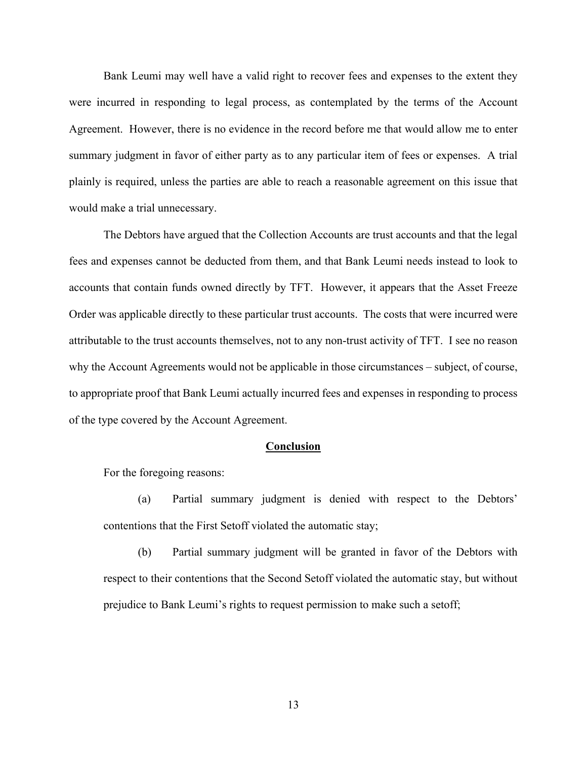Bank Leumi may well have a valid right to recover fees and expenses to the extent they were incurred in responding to legal process, as contemplated by the terms of the Account Agreement. However, there is no evidence in the record before me that would allow me to enter summary judgment in favor of either party as to any particular item of fees or expenses. A trial plainly is required, unless the parties are able to reach a reasonable agreement on this issue that would make a trial unnecessary.

The Debtors have argued that the Collection Accounts are trust accounts and that the legal fees and expenses cannot be deducted from them, and that Bank Leumi needs instead to look to accounts that contain funds owned directly by TFT. However, it appears that the Asset Freeze Order was applicable directly to these particular trust accounts. The costs that were incurred were attributable to the trust accounts themselves, not to any non-trust activity of TFT. I see no reason why the Account Agreements would not be applicable in those circumstances – subject, of course, to appropriate proof that Bank Leumi actually incurred fees and expenses in responding to process of the type covered by the Account Agreement.

## Conclusion

For the foregoing reasons:

(a) Partial summary judgment is denied with respect to the Debtors' contentions that the First Setoff violated the automatic stay;

(b) Partial summary judgment will be granted in favor of the Debtors with respect to their contentions that the Second Setoff violated the automatic stay, but without prejudice to Bank Leumi's rights to request permission to make such a setoff;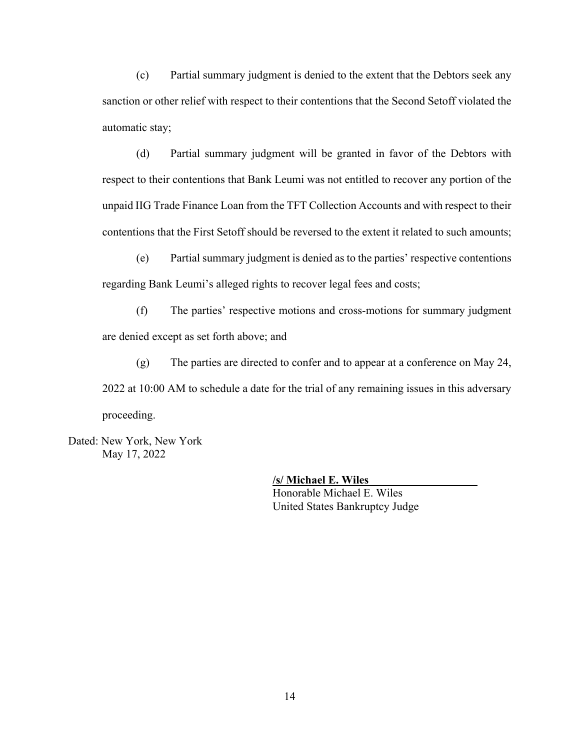(c) Partial summary judgment is denied to the extent that the Debtors seek any sanction or other relief with respect to their contentions that the Second Setoff violated the automatic stay;

(d) Partial summary judgment will be granted in favor of the Debtors with respect to their contentions that Bank Leumi was not entitled to recover any portion of the unpaid IIG Trade Finance Loan from the TFT Collection Accounts and with respect to their contentions that the First Setoff should be reversed to the extent it related to such amounts;

(e) Partial summary judgment is denied as to the parties' respective contentions regarding Bank Leumi's alleged rights to recover legal fees and costs;

(f) The parties' respective motions and cross-motions for summary judgment are denied except as set forth above; and

(g) The parties are directed to confer and to appear at a conference on May 24, 2022 at 10:00 AM to schedule a date for the trial of any remaining issues in this adversary proceeding.

Dated: New York, New York
May 17, 2022

**/s/ Michael E. Wiles**
Honorable Michael E. Wiles
United States Bankruptcy Judge